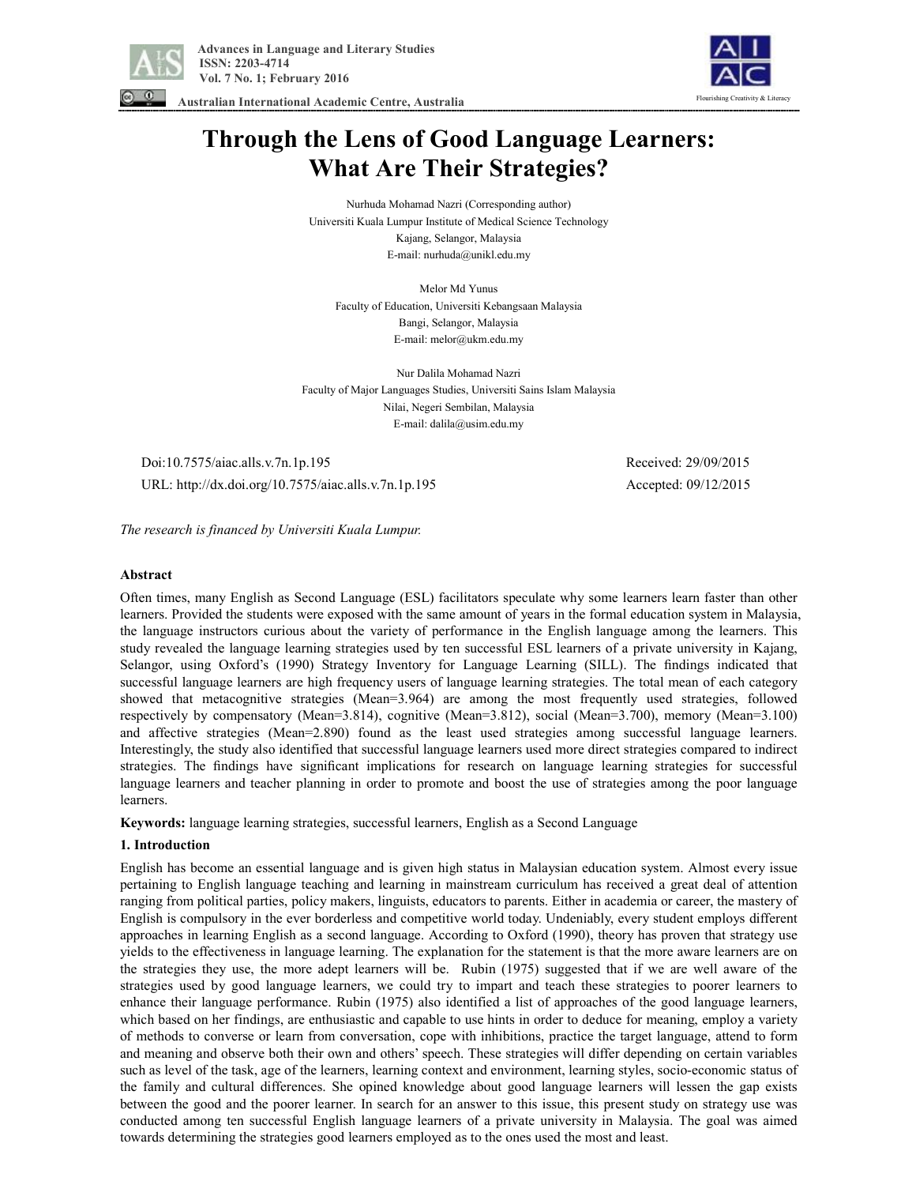# Through the Lens of Good Language Learners: What Are Their Strategies?

Nurhuda Mohamad Nazri (Corresponding author)
Universiti Kuala Lumpur Institute of Medical Science Technology
Kajang, Selangor, Malaysia
E-mail: nurhuda@unikl.edu.my

Melor Md Yunus
Faculty of Education, Universiti Kebangsaan Malaysia
Bangi, Selangor, Malaysia
E-mail: melor@ukm.edu.my

Nur Dalila Mohamad Nazri
Faculty of Major Languages Studies, Universiti Sains Islam Malaysia
Nilai, Negeri Sembilan, Malaysia
E-mail: dalila@usim.edu.my

Doi:10.7575/aiac.alls.v.7n.1p.195
URL: http://dx.doi.org/10.7575/aiac.alls.v.7n.1p.195

Received: 29/09/2015
Accepted: 09/12/2015

*The research is financed by Universiti Kuala Lumpur.*

## Abstract

Often times, many English as Second Language (ESL) facilitators speculate why some learners learn faster than other learners. Provided the students were exposed with the same amount of years in the formal education system in Malaysia, the language instructors curious about the variety of performance in the English language among the learners. This study revealed the language learning strategies used by ten successful ESL learners of a private university in Kajang, Selangor, using Oxford's (1990) Strategy Inventory for Language Learning (SILL). The findings indicated that successful language learners are high frequency users of language learning strategies. The total mean of each category showed that metacognitive strategies (Mean=3.964) are among the most frequently used strategies, followed respectively by compensatory (Mean=3.814), cognitive (Mean=3.812), social (Mean=3.700), memory (Mean=3.100) and affective strategies (Mean=2.890) found as the least used strategies among successful language learners. Interestingly, the study also identified that successful language learners used more direct strategies compared to indirect strategies. The findings have significant implications for research on language learning strategies for successful language learners and teacher planning in order to promote and boost the use of strategies among the poor language learners.

**Keywords:** language learning strategies, successful learners, English as a Second Language

## 1. Introduction

English has become an essential language and is given high status in Malaysian education system. Almost every issue pertaining to English language teaching and learning in mainstream curriculum has received a great deal of attention ranging from political parties, policy makers, linguists, educators to parents. Either in academia or career, the mastery of English is compulsory in the ever borderless and competitive world today. Undeniably, every student employs different approaches in learning English as a second language. According to Oxford (1990), theory has proven that strategy use yields to the effectiveness in language learning. The explanation for the statement is that the more aware learners are on the strategies they use, the more adept learners will be. Rubin (1975) suggested that if we are well aware of the strategies used by good language learners, we could try to impart and teach these strategies to poorer learners to enhance their language performance. Rubin (1975) also identified a list of approaches of the good language learners, which based on her findings, are enthusiastic and capable to use hints in order to deduce for meaning, employ a variety of methods to converse or learn from conversation, cope with inhibitions, practice the target language, attend to form and meaning and observe both their own and others' speech. These strategies will differ depending on certain variables such as level of the task, age of the learners, learning context and environment, learning styles, socio-economic status of the family and cultural differences. She opined knowledge about good language learners will lessen the gap exists between the good and the poorer learner. In search for an answer to this issue, this present study on strategy use was conducted among ten successful English language learners of a private university in Malaysia. The goal was aimed towards determining the strategies good learners employed as to the ones used the most and least.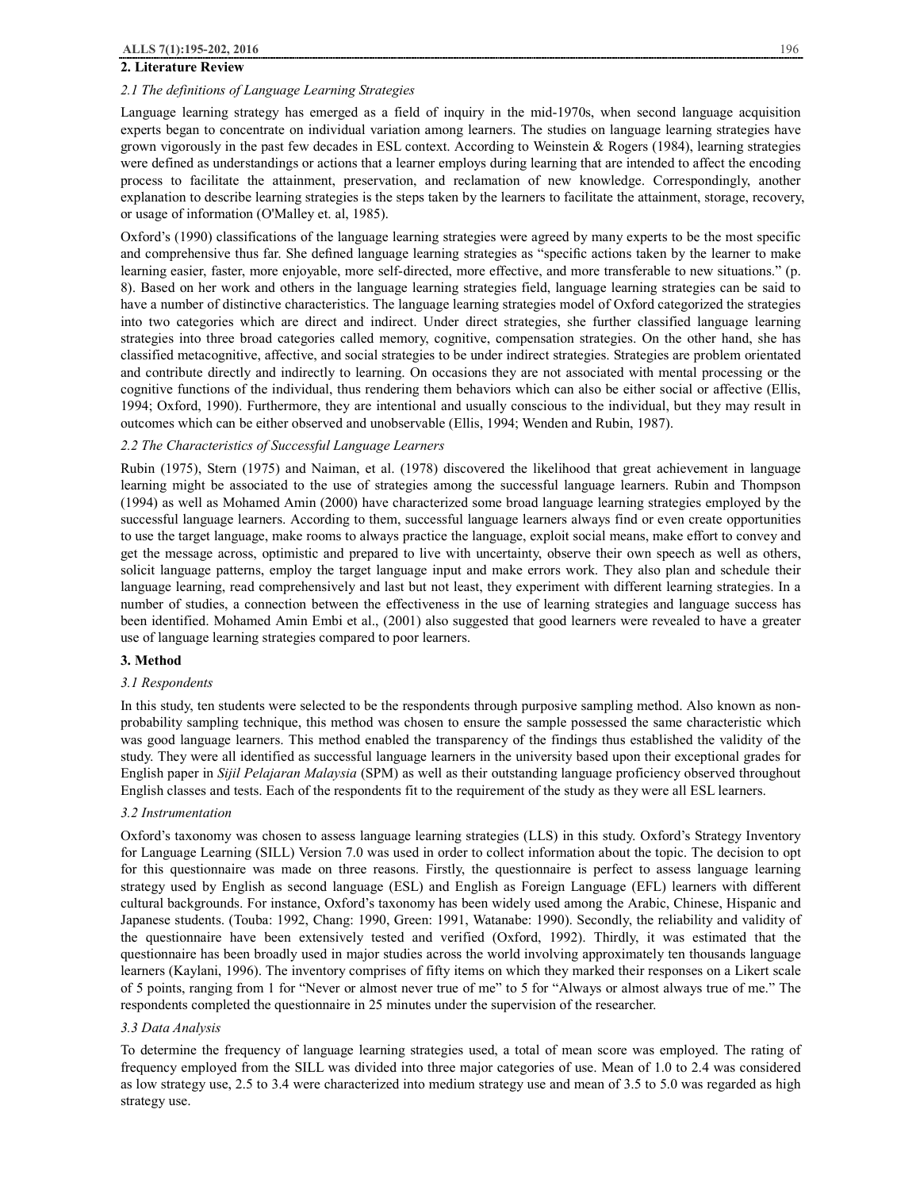## 2. Literature Review

### *2.1 The definitions of Language Learning Strategies*

Language learning strategy has emerged as a field of inquiry in the mid-1970s, when second language acquisition experts began to concentrate on individual variation among learners. The studies on language learning strategies have grown vigorously in the past few decades in ESL context. According to Weinstein & Rogers (1984), learning strategies were defined as understandings or actions that a learner employs during learning that are intended to affect the encoding process to facilitate the attainment, preservation, and reclamation of new knowledge. Correspondingly, another explanation to describe learning strategies is the steps taken by the learners to facilitate the attainment, storage, recovery, or usage of information (O'Malley et. al, 1985).

Oxford's (1990) classifications of the language learning strategies were agreed by many experts to be the most specific and comprehensive thus far. She defined language learning strategies as "specific actions taken by the learner to make learning easier, faster, more enjoyable, more self-directed, more effective, and more transferable to new situations." (p. 8). Based on her work and others in the language learning strategies field, language learning strategies can be said to have a number of distinctive characteristics. The language learning strategies model of Oxford categorized the strategies into two categories which are direct and indirect. Under direct strategies, she further classified language learning strategies into three broad categories called memory, cognitive, compensation strategies. On the other hand, she has classified metacognitive, affective, and social strategies to be under indirect strategies. Strategies are problem orientated and contribute directly and indirectly to learning. On occasions they are not associated with mental processing or the cognitive functions of the individual, thus rendering them behaviors which can also be either social or affective (Ellis, 1994; Oxford, 1990). Furthermore, they are intentional and usually conscious to the individual, but they may result in outcomes which can be either observed and unobservable (Ellis, 1994; Wenden and Rubin, 1987).

### *2.2 The Characteristics of Successful Language Learners*

Rubin (1975), Stern (1975) and Naiman, et al. (1978) discovered the likelihood that great achievement in language learning might be associated to the use of strategies among the successful language learners. Rubin and Thompson (1994) as well as Mohamed Amin (2000) have characterized some broad language learning strategies employed by the successful language learners. According to them, successful language learners always find or even create opportunities to use the target language, make rooms to always practice the language, exploit social means, make effort to convey and get the message across, optimistic and prepared to live with uncertainty, observe their own speech as well as others, solicit language patterns, employ the target language input and make errors work. They also plan and schedule their language learning, read comprehensively and last but not least, they experiment with different learning strategies. In a number of studies, a connection between the effectiveness in the use of learning strategies and language success has been identified. Mohamed Amin Embi et al., (2001) also suggested that good learners were revealed to have a greater use of language learning strategies compared to poor learners.

## 3. Method

### *3.1 Respondents*

In this study, ten students were selected to be the respondents through purposive sampling method. Also known as non-probability sampling technique, this method was chosen to ensure the sample possessed the same characteristic which was good language learners. This method enabled the transparency of the findings thus established the validity of the study. They were all identified as successful language learners in the university based upon their exceptional grades for English paper in *Sijil Pelajaran Malaysia* (SPM) as well as their outstanding language proficiency observed throughout English classes and tests. Each of the respondents fit to the requirement of the study as they were all ESL learners.

### *3.2 Instrumentation*

Oxford's taxonomy was chosen to assess language learning strategies (LLS) in this study. Oxford's Strategy Inventory for Language Learning (SILL) Version 7.0 was used in order to collect information about the topic. The decision to opt for this questionnaire was made on three reasons. Firstly, the questionnaire is perfect to assess language learning strategy used by English as second language (ESL) and English as Foreign Language (EFL) learners with different cultural backgrounds. For instance, Oxford's taxonomy has been widely used among the Arabic, Chinese, Hispanic and Japanese students. (Touba: 1992, Chang: 1990, Green: 1991, Watanabe: 1990). Secondly, the reliability and validity of the questionnaire have been extensively tested and verified (Oxford, 1992). Thirdly, it was estimated that the questionnaire has been broadly used in major studies across the world involving approximately ten thousands language learners (Kaylani, 1996). The inventory comprises of fifty items on which they marked their responses on a Likert scale of 5 points, ranging from 1 for "Never or almost never true of me" to 5 for "Always or almost always true of me." The respondents completed the questionnaire in 25 minutes under the supervision of the researcher.

### *3.3 Data Analysis*

To determine the frequency of language learning strategies used, a total of mean score was employed. The rating of frequency employed from the SILL was divided into three major categories of use. Mean of 1.0 to 2.4 was considered as low strategy use, 2.5 to 3.4 were characterized into medium strategy use and mean of 3.5 to 5.0 was regarded as high strategy use.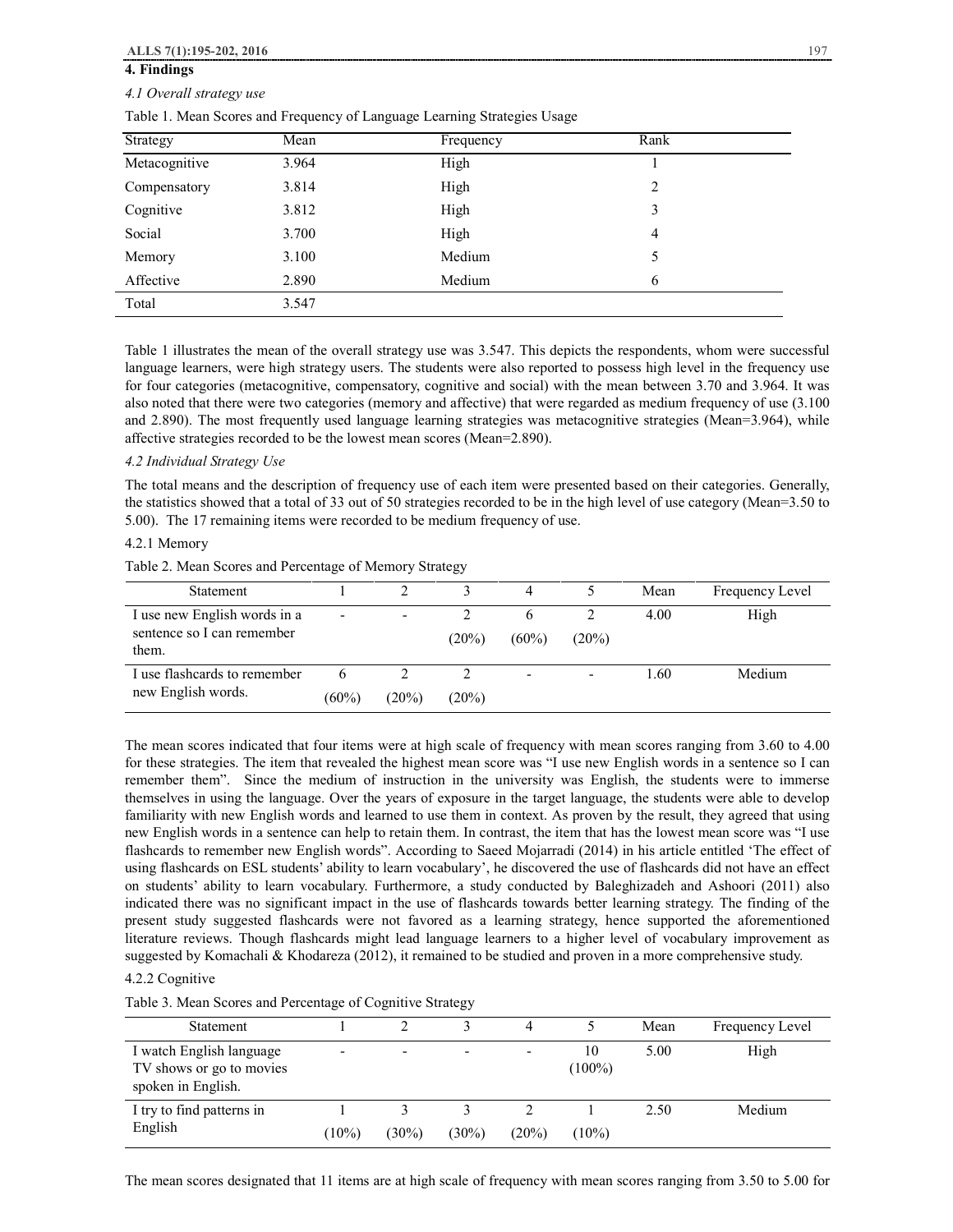## 4. Findings

### *4.1 Overall strategy use*

Table 1. Mean Scores and Frequency of Language Learning Strategies Usage

| Strategy | Mean | Frequency | Rank |
|---|---|---|---|
| Metacognitive | 3.964 | High | 1 |
| Compensatory | 3.814 | High | 2 |
| Cognitive | 3.812 | High | 3 |
| Social | 3.700 | High | 4 |
| Memory | 3.100 | Medium | 5 |
| Affective | 2.890 | Medium | 6 |
| Total | 3.547 | | |

Table 1 illustrates the mean of the overall strategy use was 3.547. This depicts the respondents, whom were successful language learners, were high strategy users. The students were also reported to possess high level in the frequency use for four categories (metacognitive, compensatory, cognitive and social) with the mean between 3.70 and 3.964. It was also noted that there were two categories (memory and affective) that were regarded as medium frequency of use (3.100 and 2.890). The most frequently used language learning strategies was metacognitive strategies (Mean=3.964), while affective strategies recorded to be the lowest mean scores (Mean=2.890).

### *4.2 Individual Strategy Use*

The total means and the description of frequency use of each item were presented based on their categories. Generally, the statistics showed that a total of 33 out of 50 strategies recorded to be in the high level of use category (Mean=3.50 to 5.00). The 17 remaining items were recorded to be medium frequency of use.

#### 4.2.1 Memory

Table 2. Mean Scores and Percentage of Memory Strategy

| Statement | 1 | 2 | 3 | 4 | 5 | Mean | Frequency Level |
|---|---|---|---|---|---|---|---|
| I use new English words in a sentence so I can remember them. | - | - | 2 (20%) | 6 (60%) | 2 (20%) | 4.00 | High |
| I use flashcards to remember new English words. | 6 (60%) | 2 (20%) | 2 (20%) | - | - | 1.60 | Medium |

The mean scores indicated that four items were at high scale of frequency with mean scores ranging from 3.60 to 4.00 for these strategies. The item that revealed the highest mean score was "I use new English words in a sentence so I can remember them". Since the medium of instruction in the university was English, the students were to immerse themselves in using the language. Over the years of exposure in the target language, the students were able to develop familiarity with new English words and learned to use them in context. As proven by the result, they agreed that using new English words in a sentence can help to retain them. In contrast, the item that has the lowest mean score was "I use flashcards to remember new English words". According to Saeed Mojarradi (2014) in his article entitled 'The effect of using flashcards on ESL students' ability to learn vocabulary', he discovered the use of flashcards did not have an effect on students' ability to learn vocabulary. Furthermore, a study conducted by Baleghizadeh and Ashoori (2011) also indicated there was no significant impact in the use of flashcards towards better learning strategy. The finding of the present study suggested flashcards were not favored as a learning strategy, hence supported the aforementioned literature reviews. Though flashcards might lead language learners to a higher level of vocabulary improvement as suggested by Komachali & Khodareza (2012), it remained to be studied and proven in a more comprehensive study.

#### 4.2.2 Cognitive

Table 3. Mean Scores and Percentage of Cognitive Strategy

| Statement | 1 | 2 | 3 | 4 | 5 | Mean | Frequency Level |
|---|---|---|---|---|---|---|---|
| I watch English language TV shows or go to movies spoken in English. | - | - | - | - | 10 (100%) | 5.00 | High |
| I try to find patterns in English | 1 (10%) | 3 (30%) | 3 (30%) | 2 (20%) | 1 (10%) | 2.50 | Medium |

The mean scores designated that 11 items are at high scale of frequency with mean scores ranging from 3.50 to 5.00 for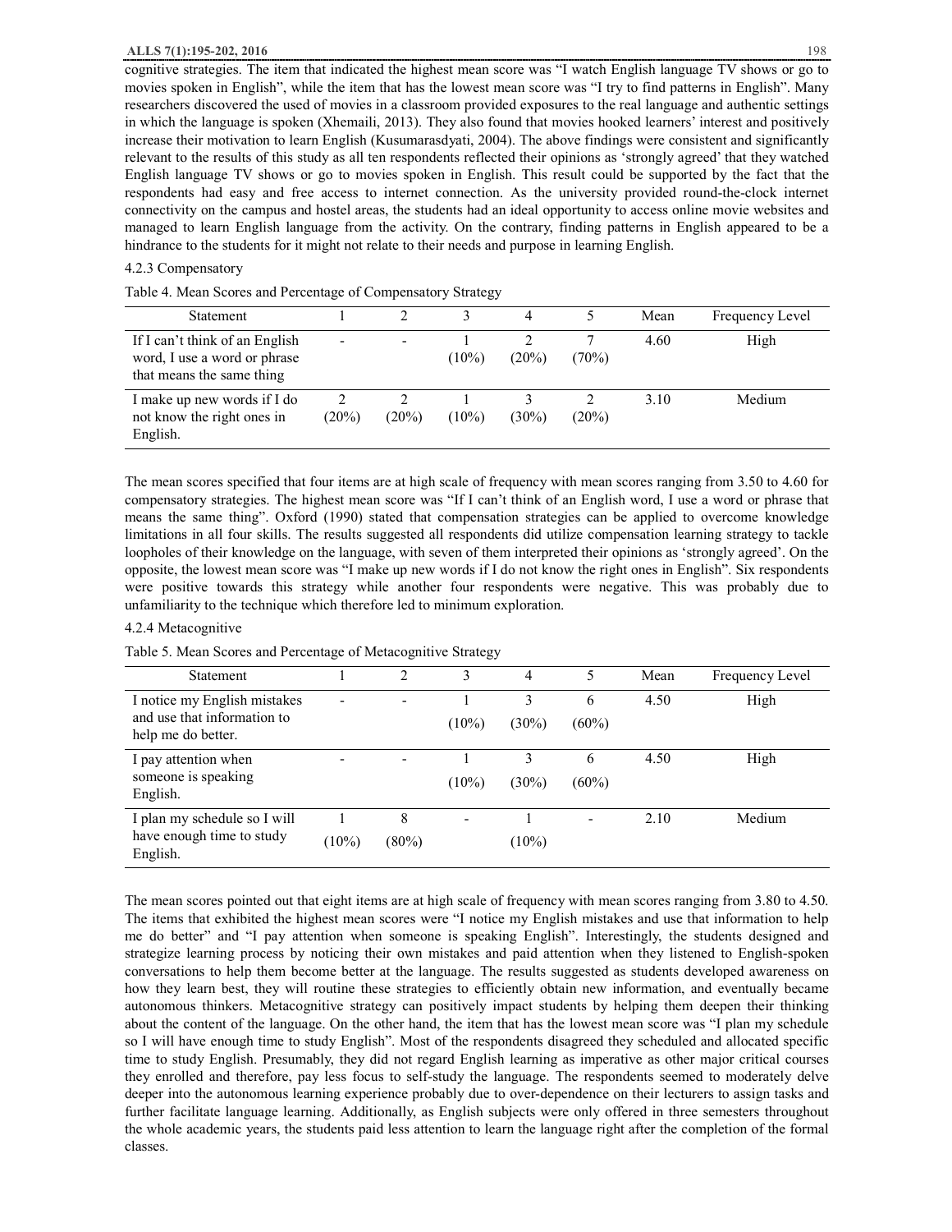cognitive strategies. The item that indicated the highest mean score was "I watch English language TV shows or go to movies spoken in English", while the item that has the lowest mean score was "I try to find patterns in English". Many researchers discovered the used of movies in a classroom provided exposures to the real language and authentic settings in which the language is spoken (Xhemaili, 2013). They also found that movies hooked learners' interest and positively increase their motivation to learn English (Kusumarasdyati, 2004). The above findings were consistent and significantly relevant to the results of this study as all ten respondents reflected their opinions as 'strongly agreed' that they watched English language TV shows or go to movies spoken in English. This result could be supported by the fact that the respondents had easy and free access to internet connection. As the university provided round-the-clock internet connectivity on the campus and hostel areas, the students had an ideal opportunity to access online movie websites and managed to learn English language from the activity. On the contrary, finding patterns in English appeared to be a hindrance to the students for it might not relate to their needs and purpose in learning English.

#### 4.2.3 Compensatory

Table 4. Mean Scores and Percentage of Compensatory Strategy

| Statement | 1 | 2 | 3 | 4 | 5 | Mean | Frequency Level |
|---|---|---|---|---|---|---|---|
| If I can't think of an English word, I use a word or phrase that means the same thing | - | - | 1 (10%) | 2 (20%) | 7 (70%) | 4.60 | High |
| I make up new words if I do not know the right ones in English. | 2 (20%) | 2 (20%) | 1 (10%) | 3 (30%) | 2 (20%) | 3.10 | Medium |

The mean scores specified that four items are at high scale of frequency with mean scores ranging from 3.50 to 4.60 for compensatory strategies. The highest mean score was "If I can't think of an English word, I use a word or phrase that means the same thing". Oxford (1990) stated that compensation strategies can be applied to overcome knowledge limitations in all four skills. The results suggested all respondents did utilize compensation learning strategy to tackle loopholes of their knowledge on the language, with seven of them interpreted their opinions as 'strongly agreed'. On the opposite, the lowest mean score was "I make up new words if I do not know the right ones in English". Six respondents were positive towards this strategy while another four respondents were negative. This was probably due to unfamiliarity to the technique which therefore led to minimum exploration.

#### 4.2.4 Metacognitive

Table 5. Mean Scores and Percentage of Metacognitive Strategy

| Statement | 1 | 2 | 3 | 4 | 5 | Mean | Frequency Level |
|---|---|---|---|---|---|---|---|
| I notice my English mistakes and use that information to help me do better. | - | - | 1 (10%) | 3 (30%) | 6 (60%) | 4.50 | High |
| I pay attention when someone is speaking English. | - | - | 1 (10%) | 3 (30%) | 6 (60%) | 4.50 | High |
| I plan my schedule so I will have enough time to study English. | 1 (10%) | 8 (80%) | - | 1 (10%) | - | 2.10 | Medium |

The mean scores pointed out that eight items are at high scale of frequency with mean scores ranging from 3.80 to 4.50. The items that exhibited the highest mean scores were "I notice my English mistakes and use that information to help me do better" and "I pay attention when someone is speaking English". Interestingly, the students designed and strategize learning process by noticing their own mistakes and paid attention when they listened to English-spoken conversations to help them become better at the language. The results suggested as students developed awareness on how they learn best, they will routine these strategies to efficiently obtain new information, and eventually became autonomous thinkers. Metacognitive strategy can positively impact students by helping them deepen their thinking about the content of the language. On the other hand, the item that has the lowest mean score was "I plan my schedule so I will have enough time to study English". Most of the respondents disagreed they scheduled and allocated specific time to study English. Presumably, they did not regard English learning as imperative as other major critical courses they enrolled and therefore, pay less focus to self-study the language. The respondents seemed to moderately delve deeper into the autonomous learning experience probably due to over-dependence on their lecturers to assign tasks and further facilitate language learning. Additionally, as English subjects were only offered in three semesters throughout the whole academic years, the students paid less attention to learn the language right after the completion of the formal classes.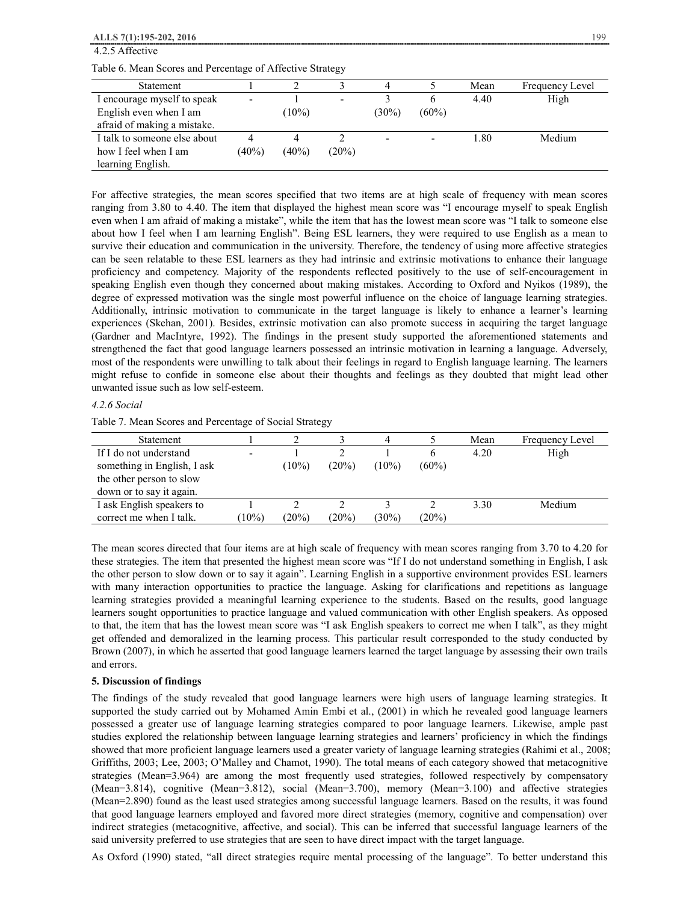4.2.5 Affective

Table 6. Mean Scores and Percentage of Affective Strategy

| Statement | 1 | 2 | 3 | 4 | 5 | Mean | Frequency Level |
|---|---|---|---|---|---|---|---|
| I encourage myself to speak English even when I am afraid of making a mistake. | - | 1 (10%) | - | 3 (30%) | 6 (60%) | 4.40 | High |
| I talk to someone else about how I feel when I am learning English. | 4 (40%) | 4 (40%) | 2 (20%) | - | - | 1.80 | Medium |

For affective strategies, the mean scores specified that two items are at high scale of frequency with mean scores ranging from 3.80 to 4.40. The item that displayed the highest mean score was "I encourage myself to speak English even when I am afraid of making a mistake", while the item that has the lowest mean score was "I talk to someone else about how I feel when I am learning English". Being ESL learners, they were required to use English as a mean to survive their education and communication in the university. Therefore, the tendency of using more affective strategies can be seen relatable to these ESL learners as they had intrinsic and extrinsic motivations to enhance their language proficiency and competency. Majority of the respondents reflected positively to the use of self-encouragement in speaking English even though they concerned about making mistakes. According to Oxford and Nyikos (1989), the degree of expressed motivation was the single most powerful influence on the choice of language learning strategies. Additionally, intrinsic motivation to communicate in the target language is likely to enhance a learner's learning experiences (Skehan, 2001). Besides, extrinsic motivation can also promote success in acquiring the target language (Gardner and MacIntyre, 1992). The findings in the present study supported the aforementioned statements and strengthened the fact that good language learners possessed an intrinsic motivation in learning a language. Adversely, most of the respondents were unwilling to talk about their feelings in regard to English language learning. The learners might refuse to confide in someone else about their thoughts and feelings as they doubted that might lead other unwanted issue such as low self-esteem.

*4.2.6 Social*

Table 7. Mean Scores and Percentage of Social Strategy

| Statement | 1 | 2 | 3 | 4 | 5 | Mean | Frequency Level |
|---|---|---|---|---|---|---|---|
| If I do not understand something in English, I ask the other person to slow down or to say it again. | - | 1 (10%) | 2 (20%) | 1 (10%) | 6 (60%) | 4.20 | High |
| I ask English speakers to correct me when I talk. | 1 (10%) | 2 (20%) | 2 (20%) | 3 (30%) | 2 (20%) | 3.30 | Medium |

The mean scores directed that four items are at high scale of frequency with mean scores ranging from 3.70 to 4.20 for these strategies. The item that presented the highest mean score was "If I do not understand something in English, I ask the other person to slow down or to say it again". Learning English in a supportive environment provides ESL learners with many interaction opportunities to practice the language. Asking for clarifications and repetitions as language learning strategies provided a meaningful learning experience to the students. Based on the results, good language learners sought opportunities to practice language and valued communication with other English speakers. As opposed to that, the item that has the lowest mean score was "I ask English speakers to correct me when I talk", as they might get offended and demoralized in the learning process. This particular result corresponded to the study conducted by Brown (2007), in which he asserted that good language learners learned the target language by assessing their own trails and errors.

**5. Discussion of findings**

The findings of the study revealed that good language learners were high users of language learning strategies. It supported the study carried out by Mohamed Amin Embi et al., (2001) in which he revealed good language learners possessed a greater use of language learning strategies compared to poor language learners. Likewise, ample past studies explored the relationship between language learning strategies and learners' proficiency in which the findings showed that more proficient language learners used a greater variety of language learning strategies (Rahimi et al., 2008; Griffiths, 2003; Lee, 2003; O'Malley and Chamot, 1990). The total means of each category showed that metacognitive strategies (Mean=3.964) are among the most frequently used strategies, followed respectively by compensatory (Mean=3.814), cognitive (Mean=3.812), social (Mean=3.700), memory (Mean=3.100) and affective strategies (Mean=2.890) found as the least used strategies among successful language learners. Based on the results, it was found that good language learners employed and favored more direct strategies (memory, cognitive and compensation) over indirect strategies (metacognitive, affective, and social). This can be inferred that successful language learners of the said university preferred to use strategies that are seen to have direct impact with the target language.

As Oxford (1990) stated, "all direct strategies require mental processing of the language". To better understand this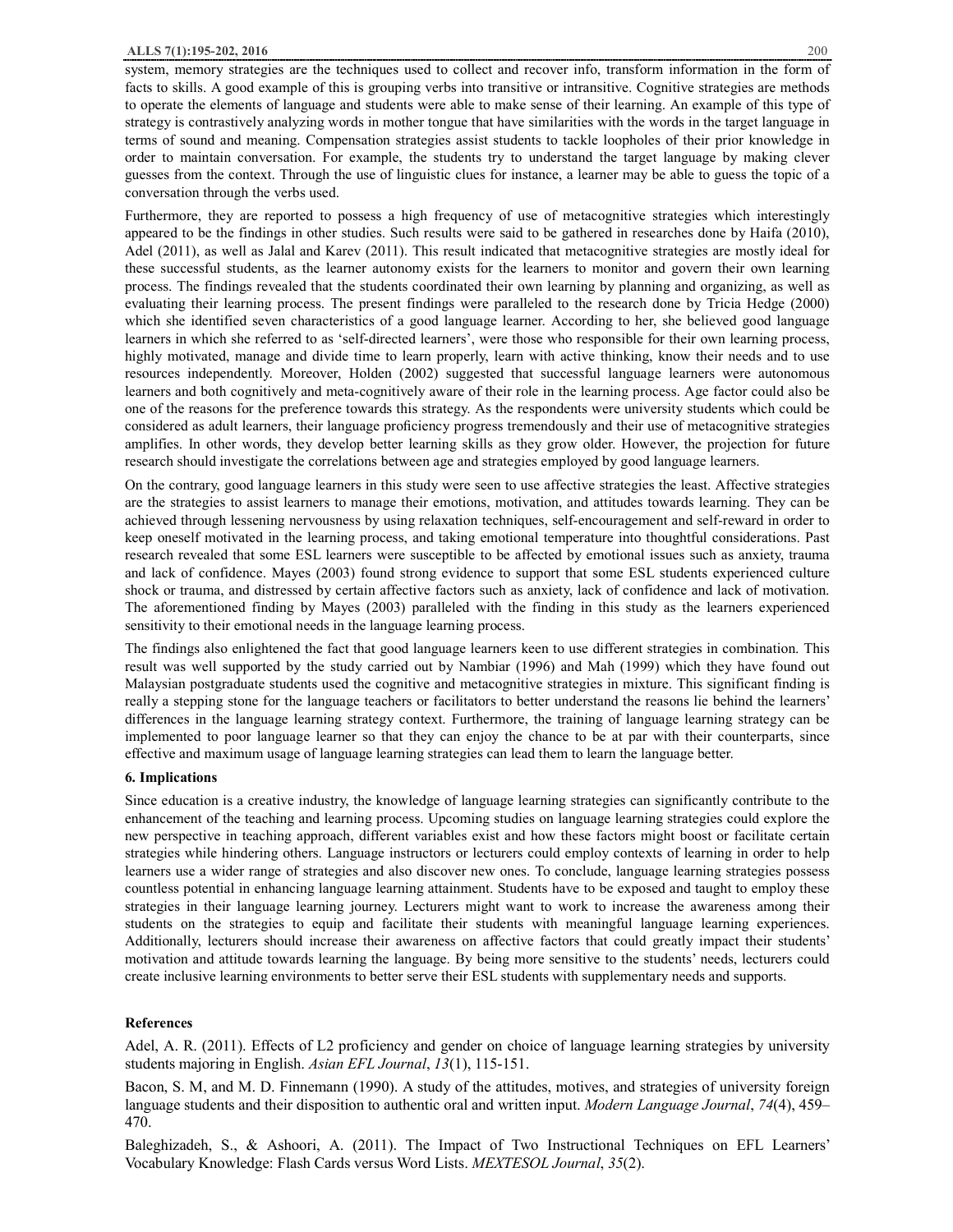system, memory strategies are the techniques used to collect and recover info, transform information in the form of facts to skills. A good example of this is grouping verbs into transitive or intransitive. Cognitive strategies are methods to operate the elements of language and students were able to make sense of their learning. An example of this type of strategy is contrastively analyzing words in mother tongue that have similarities with the words in the target language in terms of sound and meaning. Compensation strategies assist students to tackle loopholes of their prior knowledge in order to maintain conversation. For example, the students try to understand the target language by making clever guesses from the context. Through the use of linguistic clues for instance, a learner may be able to guess the topic of a conversation through the verbs used.

Furthermore, they are reported to possess a high frequency of use of metacognitive strategies which interestingly appeared to be the findings in other studies. Such results were said to be gathered in researches done by Haifa (2010), Adel (2011), as well as Jalal and Karev (2011). This result indicated that metacognitive strategies are mostly ideal for these successful students, as the learner autonomy exists for the learners to monitor and govern their own learning process. The findings revealed that the students coordinated their own learning by planning and organizing, as well as evaluating their learning process. The present findings were paralleled to the research done by Tricia Hedge (2000) which she identified seven characteristics of a good language learner. According to her, she believed good language learners in which she referred to as 'self-directed learners', were those who responsible for their own learning process, highly motivated, manage and divide time to learn properly, learn with active thinking, know their needs and to use resources independently. Moreover, Holden (2002) suggested that successful language learners were autonomous learners and both cognitively and meta-cognitively aware of their role in the learning process. Age factor could also be one of the reasons for the preference towards this strategy. As the respondents were university students which could be considered as adult learners, their language proficiency progress tremendously and their use of metacognitive strategies amplifies. In other words, they develop better learning skills as they grow older. However, the projection for future research should investigate the correlations between age and strategies employed by good language learners.

On the contrary, good language learners in this study were seen to use affective strategies the least. Affective strategies are the strategies to assist learners to manage their emotions, motivation, and attitudes towards learning. They can be achieved through lessening nervousness by using relaxation techniques, self-encouragement and self-reward in order to keep oneself motivated in the learning process, and taking emotional temperature into thoughtful considerations. Past research revealed that some ESL learners were susceptible to be affected by emotional issues such as anxiety, trauma and lack of confidence. Mayes (2003) found strong evidence to support that some ESL students experienced culture shock or trauma, and distressed by certain affective factors such as anxiety, lack of confidence and lack of motivation. The aforementioned finding by Mayes (2003) paralleled with the finding in this study as the learners experienced sensitivity to their emotional needs in the language learning process.

The findings also enlightened the fact that good language learners keen to use different strategies in combination. This result was well supported by the study carried out by Nambiar (1996) and Mah (1999) which they have found out Malaysian postgraduate students used the cognitive and metacognitive strategies in mixture. This significant finding is really a stepping stone for the language teachers or facilitators to better understand the reasons lie behind the learners' differences in the language learning strategy context. Furthermore, the training of language learning strategy can be implemented to poor language learner so that they can enjoy the chance to be at par with their counterparts, since effective and maximum usage of language learning strategies can lead them to learn the language better.

## 6. Implications

Since education is a creative industry, the knowledge of language learning strategies can significantly contribute to the enhancement of the teaching and learning process. Upcoming studies on language learning strategies could explore the new perspective in teaching approach, different variables exist and how these factors might boost or facilitate certain strategies while hindering others. Language instructors or lecturers could employ contexts of learning in order to help learners use a wider range of strategies and also discover new ones. To conclude, language learning strategies possess countless potential in enhancing language learning attainment. Students have to be exposed and taught to employ these strategies in their language learning journey. Lecturers might want to work to increase the awareness among their students on the strategies to equip and facilitate their students with meaningful language learning experiences. Additionally, lecturers should increase their awareness on affective factors that could greatly impact their students' motivation and attitude towards learning the language. By being more sensitive to the students' needs, lecturers could create inclusive learning environments to better serve their ESL students with supplementary needs and supports.

## References

Adel, A. R. (2011). Effects of L2 proficiency and gender on choice of language learning strategies by university students majoring in English. *Asian EFL Journal*, *13*(1), 115-151.

Bacon, S. M, and M. D. Finnemann (1990). A study of the attitudes, motives, and strategies of university foreign language students and their disposition to authentic oral and written input. *Modern Language Journal*, *74*(4), 459–470.

Baleghizadeh, S., & Ashoori, A. (2011). The Impact of Two Instructional Techniques on EFL Learners' Vocabulary Knowledge: Flash Cards versus Word Lists. *MEXTESOL Journal*, *35*(2).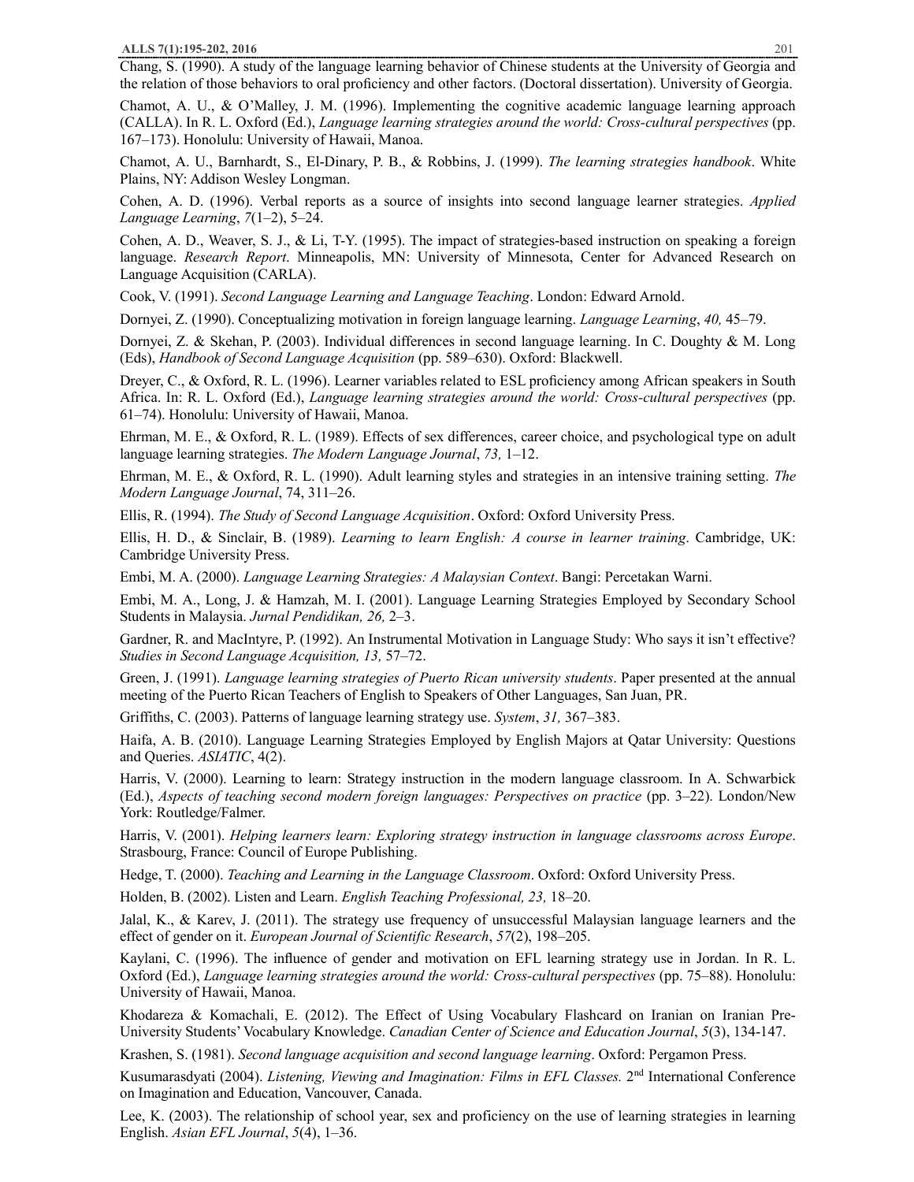Chang, S. (1990). A study of the language learning behavior of Chinese students at the University of Georgia and the relation of those behaviors to oral proficiency and other factors. (Doctoral dissertation). University of Georgia.

Chamot, A. U., & O'Malley, J. M. (1996). Implementing the cognitive academic language learning approach (CALLA). In R. L. Oxford (Ed.), *Language learning strategies around the world: Cross-cultural perspectives* (pp. 167–173). Honolulu: University of Hawaii, Manoa.

Chamot, A. U., Barnhardt, S., El-Dinary, P. B., & Robbins, J. (1999). *The learning strategies handbook*. White Plains, NY: Addison Wesley Longman.

Cohen, A. D. (1996). Verbal reports as a source of insights into second language learner strategies. *Applied Language Learning*, *7*(1–2), 5–24.

Cohen, A. D., Weaver, S. J., & Li, T-Y. (1995). The impact of strategies-based instruction on speaking a foreign language. *Research Report*. Minneapolis, MN: University of Minnesota, Center for Advanced Research on Language Acquisition (CARLA).

Cook, V. (1991). *Second Language Learning and Language Teaching*. London: Edward Arnold.

Dornyei, Z. (1990). Conceptualizing motivation in foreign language learning. *Language Learning*, *40,* 45–79.

Dornyei, Z. & Skehan, P. (2003). Individual differences in second language learning. In C. Doughty & M. Long (Eds), *Handbook of Second Language Acquisition* (pp. 589–630). Oxford: Blackwell.

Dreyer, C., & Oxford, R. L. (1996). Learner variables related to ESL proficiency among African speakers in South Africa. In: R. L. Oxford (Ed.), *Language learning strategies around the world: Cross-cultural perspectives* (pp. 61–74). Honolulu: University of Hawaii, Manoa.

Ehrman, M. E., & Oxford, R. L. (1989). Effects of sex differences, career choice, and psychological type on adult language learning strategies. *The Modern Language Journal*, *73,* 1–12.

Ehrman, M. E., & Oxford, R. L. (1990). Adult learning styles and strategies in an intensive training setting. *The Modern Language Journal*, 74, 311–26.

Ellis, R. (1994). *The Study of Second Language Acquisition*. Oxford: Oxford University Press.

Ellis, H. D., & Sinclair, B. (1989). *Learning to learn English: A course in learner training*. Cambridge, UK: Cambridge University Press.

Embi, M. A. (2000). *Language Learning Strategies: A Malaysian Context*. Bangi: Percetakan Warni.

Embi, M. A., Long, J. & Hamzah, M. I. (2001). Language Learning Strategies Employed by Secondary School Students in Malaysia. *Jurnal Pendidikan, 26,* 2–3.

Gardner, R. and MacIntyre, P. (1992). An Instrumental Motivation in Language Study: Who says it isn't effective? *Studies in Second Language Acquisition, 13,* 57–72.

Green, J. (1991). *Language learning strategies of Puerto Rican university students*. Paper presented at the annual meeting of the Puerto Rican Teachers of English to Speakers of Other Languages, San Juan, PR.

Griffiths, C. (2003). Patterns of language learning strategy use. *System*, *31,* 367–383.

Haifa, A. B. (2010). Language Learning Strategies Employed by English Majors at Qatar University: Questions and Queries. *ASIATIC*, 4(2).

Harris, V. (2000). Learning to learn: Strategy instruction in the modern language classroom. In A. Schwarbick (Ed.), *Aspects of teaching second modern foreign languages: Perspectives on practice* (pp. 3–22). London/New York: Routledge/Falmer.

Harris, V. (2001). *Helping learners learn: Exploring strategy instruction in language classrooms across Europe*. Strasbourg, France: Council of Europe Publishing.

Hedge, T. (2000). *Teaching and Learning in the Language Classroom*. Oxford: Oxford University Press.

Holden, B. (2002). Listen and Learn. *English Teaching Professional, 23,* 18–20.

Jalal, K., & Karev, J. (2011). The strategy use frequency of unsuccessful Malaysian language learners and the effect of gender on it. *European Journal of Scientific Research*, *57*(2), 198–205.

Kaylani, C. (1996). The influence of gender and motivation on EFL learning strategy use in Jordan. In R. L. Oxford (Ed.), *Language learning strategies around the world: Cross-cultural perspectives* (pp. 75–88). Honolulu: University of Hawaii, Manoa.

Khodareza & Komachali, E. (2012). The Effect of Using Vocabulary Flashcard on Iranian on Iranian Pre-University Students' Vocabulary Knowledge. *Canadian Center of Science and Education Journal*, *5*(3), 134-147.

Krashen, S. (1981). *Second language acquisition and second language learning*. Oxford: Pergamon Press.

Kusumarasdyati (2004). *Listening, Viewing and Imagination: Films in EFL Classes.* 2nd International Conference on Imagination and Education, Vancouver, Canada.

Lee, K. (2003). The relationship of school year, sex and proficiency on the use of learning strategies in learning English. *Asian EFL Journal*, *5*(4), 1–36.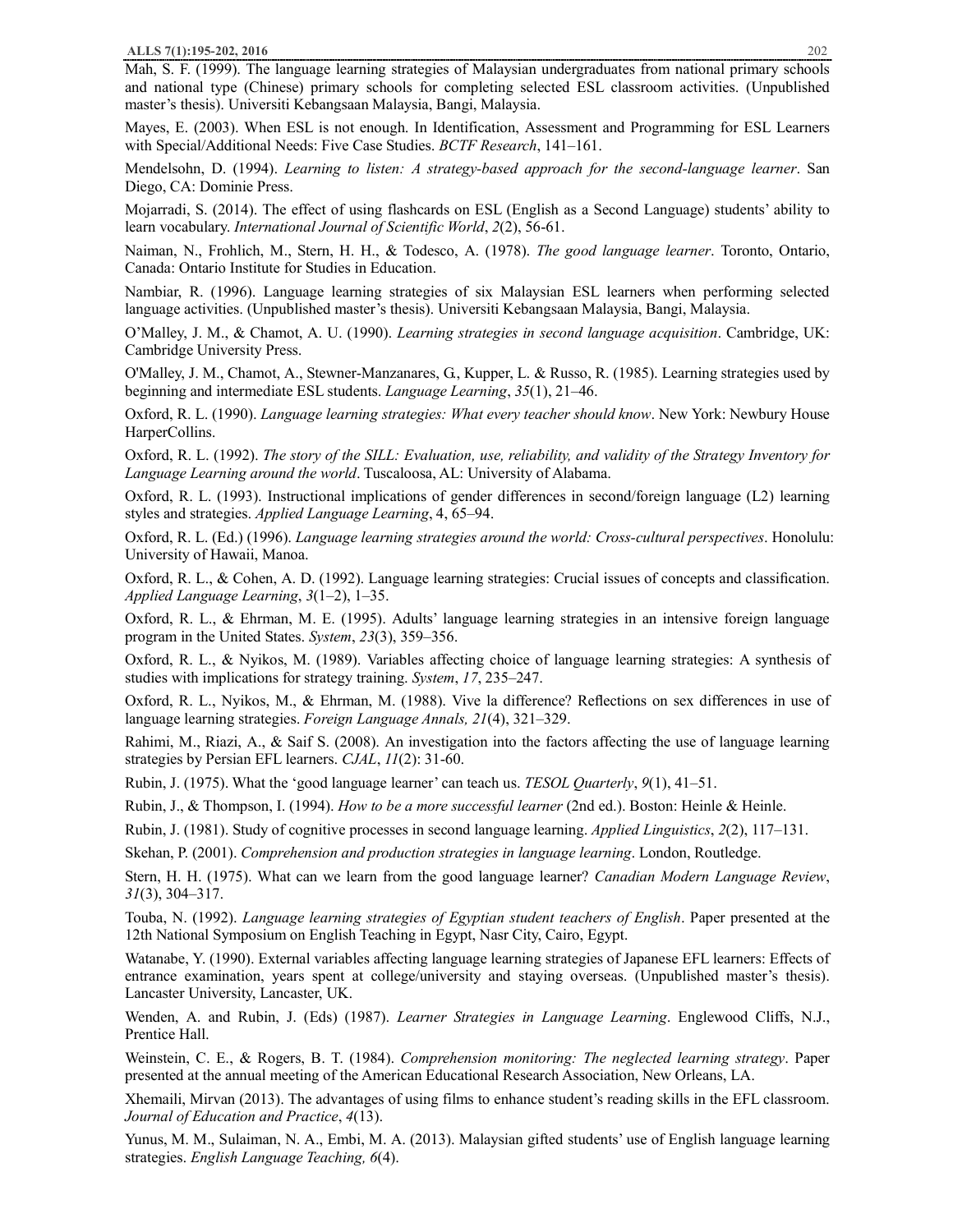Mah, S. F. (1999). The language learning strategies of Malaysian undergraduates from national primary schools and national type (Chinese) primary schools for completing selected ESL classroom activities. (Unpublished master's thesis). Universiti Kebangsaan Malaysia, Bangi, Malaysia.

Mayes, E. (2003). When ESL is not enough. In Identification, Assessment and Programming for ESL Learners with Special/Additional Needs: Five Case Studies. *BCTF Research*, 141–161.

Mendelsohn, D. (1994). *Learning to listen: A strategy-based approach for the second-language learner*. San Diego, CA: Dominie Press.

Mojarradi, S. (2014). The effect of using flashcards on ESL (English as a Second Language) students' ability to learn vocabulary. *International Journal of Scientific World*, *2*(2), 56-61.

Naiman, N., Frohlich, M., Stern, H. H., & Todesco, A. (1978). *The good language learner*. Toronto, Ontario, Canada: Ontario Institute for Studies in Education.

Nambiar, R. (1996). Language learning strategies of six Malaysian ESL learners when performing selected language activities. (Unpublished master's thesis). Universiti Kebangsaan Malaysia, Bangi, Malaysia.

O'Malley, J. M., & Chamot, A. U. (1990). *Learning strategies in second language acquisition*. Cambridge, UK: Cambridge University Press.

O'Malley, J. M., Chamot, A., Stewner-Manzanares, G., Kupper, L. & Russo, R. (1985). Learning strategies used by beginning and intermediate ESL students. *Language Learning*, *35*(1), 21–46.

Oxford, R. L. (1990). *Language learning strategies: What every teacher should know*. New York: Newbury House HarperCollins.

Oxford, R. L. (1992). *The story of the SILL: Evaluation, use, reliability, and validity of the Strategy Inventory for Language Learning around the world*. Tuscaloosa, AL: University of Alabama.

Oxford, R. L. (1993). Instructional implications of gender differences in second/foreign language (L2) learning styles and strategies. *Applied Language Learning*, 4, 65–94.

Oxford, R. L. (Ed.) (1996). *Language learning strategies around the world: Cross-cultural perspectives*. Honolulu: University of Hawaii, Manoa.

Oxford, R. L., & Cohen, A. D. (1992). Language learning strategies: Crucial issues of concepts and classification. *Applied Language Learning*, *3*(1–2), 1–35.

Oxford, R. L., & Ehrman, M. E. (1995). Adults' language learning strategies in an intensive foreign language program in the United States. *System*, *23*(3), 359–356.

Oxford, R. L., & Nyikos, M. (1989). Variables affecting choice of language learning strategies: A synthesis of studies with implications for strategy training. *System*, *17*, 235–247.

Oxford, R. L., Nyikos, M., & Ehrman, M. (1988). Vive la difference? Reflections on sex differences in use of language learning strategies. *Foreign Language Annals, 21*(4), 321–329.

Rahimi, M., Riazi, A., & Saif S. (2008). An investigation into the factors affecting the use of language learning strategies by Persian EFL learners. *CJAL*, *11*(2): 31-60.

Rubin, J. (1975). What the 'good language learner' can teach us. *TESOL Quarterly*, *9*(1), 41–51.

Rubin, J., & Thompson, I. (1994). *How to be a more successful learner* (2nd ed.). Boston: Heinle & Heinle.

Rubin, J. (1981). Study of cognitive processes in second language learning. *Applied Linguistics*, *2*(2), 117–131.

Skehan, P. (2001). *Comprehension and production strategies in language learning*. London, Routledge.

Stern, H. H. (1975). What can we learn from the good language learner? *Canadian Modern Language Review*, *31*(3), 304–317.

Touba, N. (1992). *Language learning strategies of Egyptian student teachers of English*. Paper presented at the 12th National Symposium on English Teaching in Egypt, Nasr City, Cairo, Egypt.

Watanabe, Y. (1990). External variables affecting language learning strategies of Japanese EFL learners: Effects of entrance examination, years spent at college/university and staying overseas. (Unpublished master's thesis). Lancaster University, Lancaster, UK.

Wenden, A. and Rubin, J. (Eds) (1987). *Learner Strategies in Language Learning*. Englewood Cliffs, N.J., Prentice Hall.

Weinstein, C. E., & Rogers, B. T. (1984). *Comprehension monitoring: The neglected learning strategy*. Paper presented at the annual meeting of the American Educational Research Association, New Orleans, LA.

Xhemaili, Mirvan (2013). The advantages of using films to enhance student's reading skills in the EFL classroom. *Journal of Education and Practice*, *4*(13).

Yunus, M. M., Sulaiman, N. A., Embi, M. A. (2013). Malaysian gifted students' use of English language learning strategies. *English Language Teaching, 6*(4).